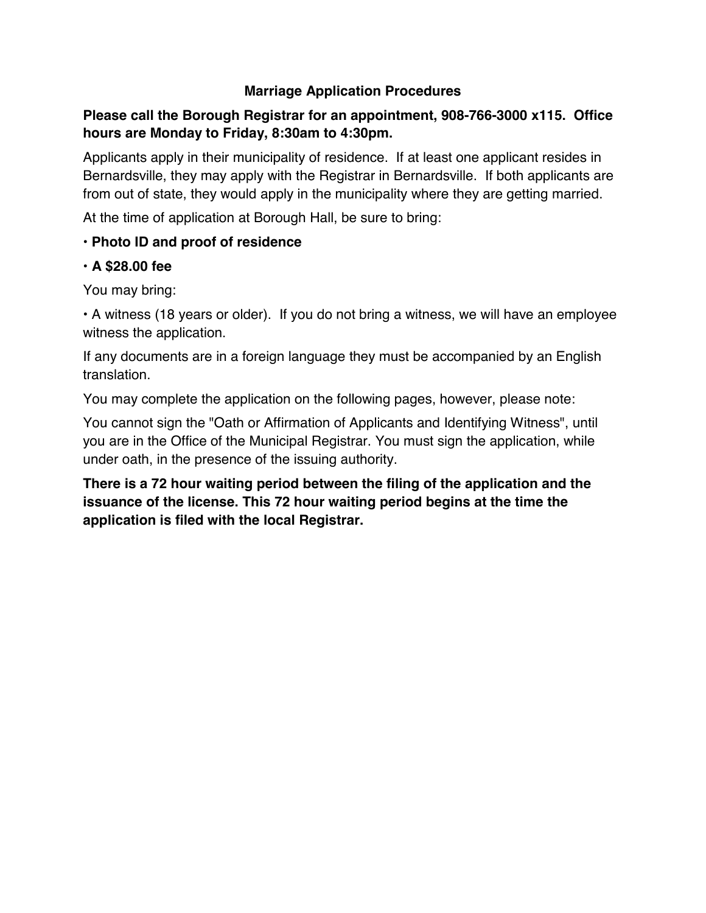# Marriage Application Procedures

**Please call the Borough Registrar for an appointment, 908-766-3000 x115. Office hours are Monday to Friday, 8:30am to 4:30pm.**

Applicants apply in their municipality of residence. If at least one applicant resides in Bernardsville, they may apply with the Registrar in Bernardsville. If both applicants are from out of state, they would apply in the municipality where they are getting married.

At the time of application at Borough Hall, be sure to bring:

- **Photo ID and proof of residence**
- **A $28.00 fee**

You may bring:

- A witness (18 years or older). If you do not bring a witness, we will have an employee witness the application.

If any documents are in a foreign language they must be accompanied by an English translation.

You may complete the application on the following pages, however, please note:

You cannot sign the "Oath or Affirmation of Applicants and Identifying Witness", until you are in the Office of the Municipal Registrar. You must sign the application, while under oath, in the presence of the issuing authority.

**There is a 72 hour waiting period between the filing of the application and the issuance of the license. This 72 hour waiting period begins at the time the application is filed with the local Registrar.**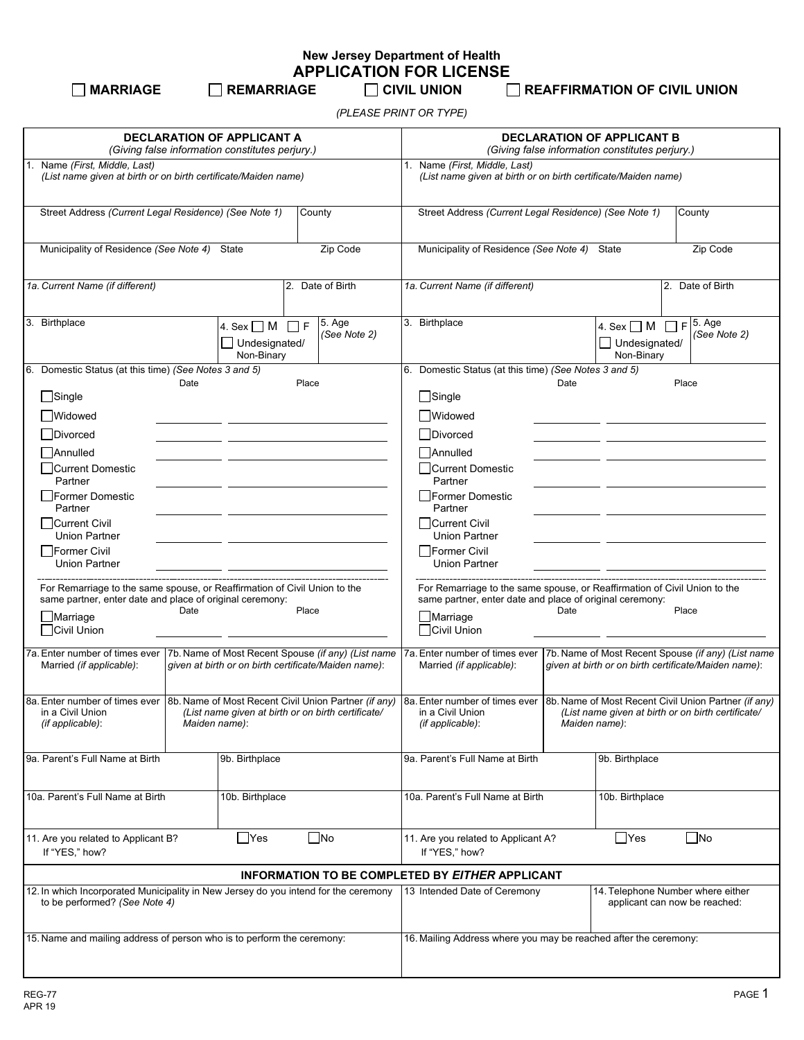**New Jersey Department of Health**

# APPLICATION FOR LICENSE

☐ **MARRIAGE** ☐ **REMARRIAGE** ☐ **CIVIL UNION** ☐ **REAFFIRMATION OF CIVIL UNION**

*(PLEASE PRINT OR TYPE)*

| **DECLARATION OF APPLICANT A** *(Giving false information constitutes perjury.)* | **DECLARATION OF APPLICANT B** *(Giving false information constitutes perjury.)* |
|---|---|
| 1. Name *(First, Middle, Last)* *(List name given at birth or on birth certificate/Maiden name)* | 1. Name *(First, Middle, Last)* *(List name given at birth or on birth certificate/Maiden name)* |
| Street Address *(Current Legal Residence) (See Note 1)* / County | Street Address *(Current Legal Residence) (See Note 1)* / County |
| Municipality of Residence *(See Note 4)* / State / Zip Code | Municipality of Residence *(See Note 4)* / State / Zip Code |
| *1a. Current Name (if different)* / 2. Date of Birth | *1a. Current Name (if different)* / 2. Date of Birth |
| 3. Birthplace / 4. Sex ☐ M ☐ F ☐ Undesignated/ Non-Binary / 5. Age *(See Note 2)* | 3. Birthplace / 4. Sex ☐ M ☐ F ☐ Undesignated/ Non-Binary / 5. Age *(See Note 2)* |
| 6. Domestic Status (at this time) *(See Notes 3 and 5)* Date / Place<br>☐ Single<br>☐ Widowed ______ ______<br>☐ Divorced ______ ______<br>☐ Annulled ______ ______<br>☐ Current Domestic Partner ______ ______<br>☐ Former Domestic Partner ______ ______<br>☐ Current Civil Union Partner ______ ______<br>☐ Former Civil Union Partner ______ ______ | 6. Domestic Status (at this time) *(See Notes 3 and 5)* Date / Place<br>☐ Single<br>☐ Widowed ______ ______<br>☐ Divorced ______ ______<br>☐ Annulled ______ ______<br>☐ Current Domestic Partner ______ ______<br>☐ Former Domestic Partner ______ ______<br>☐ Current Civil Union Partner ______ ______<br>☐ Former Civil Union Partner ______ ______ |
| For Remarriage to the same spouse, or Reaffirmation of Civil Union to the same partner, enter date and place of original ceremony: Date / Place<br>☐ Marriage<br>☐ Civil Union ______ ______ | For Remarriage to the same spouse, or Reaffirmation of Civil Union to the same partner, enter date and place of original ceremony: Date / Place<br>☐ Marriage<br>☐ Civil Union ______ ______ |
| 7a. Enter number of times ever Married *(if applicable)*: / 7b. Name of Most Recent Spouse *(if any) (List name given at birth or on birth certificate/Maiden name)*: | 7a. Enter number of times ever Married *(if applicable)*: / 7b. Name of Most Recent Spouse *(if any) (List name given at birth or on birth certificate/Maiden name)*: |
| 8a. Enter number of times ever in a Civil Union *(if applicable)*: / 8b. Name of Most Recent Civil Union Partner *(if any) (List name given at birth or on birth certificate/ Maiden name)*: | 8a. Enter number of times ever in a Civil Union *(if applicable)*: / 8b. Name of Most Recent Civil Union Partner *(if any) (List name given at birth or on birth certificate/ Maiden name)*: |
| 9a. Parent's Full Name at Birth / 9b. Birthplace | 9a. Parent's Full Name at Birth / 9b. Birthplace |
| 10a. Parent's Full Name at Birth / 10b. Birthplace | 10a. Parent's Full Name at Birth / 10b. Birthplace |
| 11. Are you related to Applicant B? ☐ Yes ☐ No<br>If "YES," how? | 11. Are you related to Applicant A? ☐ Yes ☐ No<br>If "YES," how? |

## INFORMATION TO BE COMPLETED BY *EITHER* APPLICANT

| 12. In which Incorporated Municipality in New Jersey do you intend for the ceremony to be performed? *(See Note 4)* | 13 Intended Date of Ceremony | 14. Telephone Number where either applicant can now be reached: |
|---|---|---|
| 15. Name and mailing address of person who is to perform the ceremony: | 16. Mailing Address where you may be reached after the ceremony: | |

REG-77
APR 19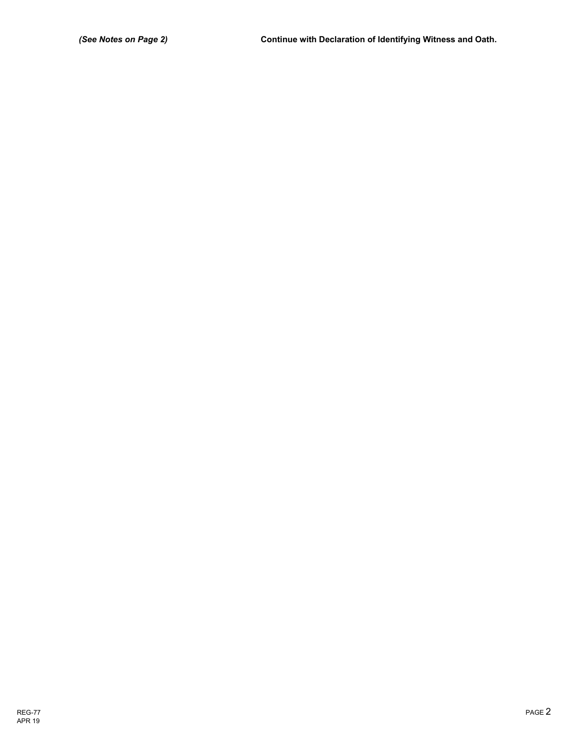*(See Notes on Page 2)*

**Continue with Declaration of Identifying Witness and Oath.**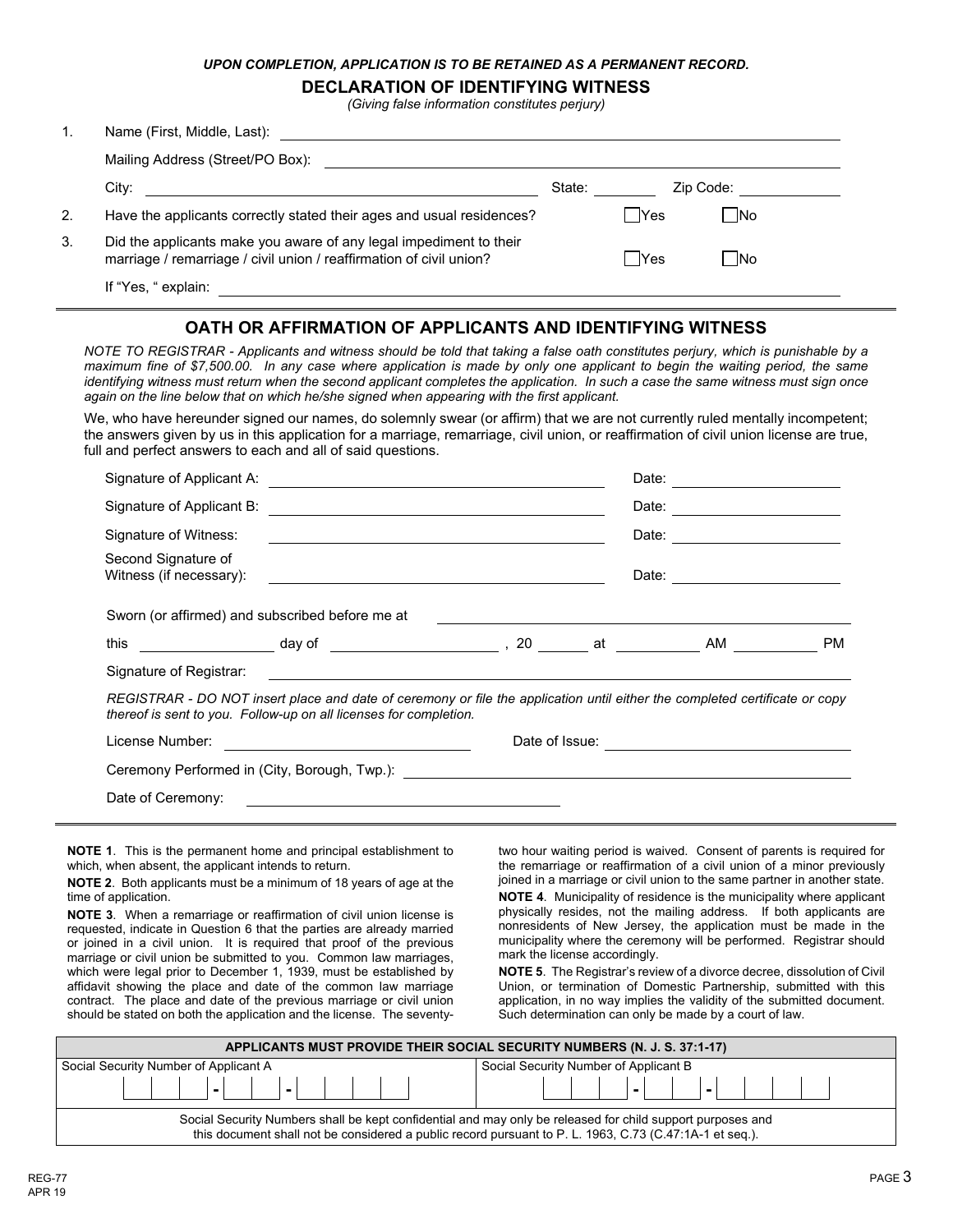*UPON COMPLETION, APPLICATION IS TO BE RETAINED AS A PERMANENT RECORD.*

## DECLARATION OF IDENTIFYING WITNESS

*(Giving false information constitutes perjury)*

1. Name (First, Middle, Last): ______________________

   Mailing Address (Street/PO Box): ______________________

   City: ______________________ State: ________ Zip Code: ________

2. Have the applicants correctly stated their ages and usual residences? ☐ Yes ☐ No

3. Did the applicants make you aware of any legal impediment to their marriage / remarriage / civil union / reaffirmation of civil union? ☐ Yes ☐ No

   If "Yes, " explain: ______________________

## OATH OR AFFIRMATION OF APPLICANTS AND IDENTIFYING WITNESS

*NOTE TO REGISTRAR - Applicants and witness should be told that taking a false oath constitutes perjury, which is punishable by a maximum fine of $7,500.00. In any case where application is made by only one applicant to begin the waiting period, the same identifying witness must return when the second applicant completes the application. In such a case the same witness must sign once again on the line below that on which he/she signed when appearing with the first applicant.*

We, who have hereunder signed our names, do solemnly swear (or affirm) that we are not currently ruled mentally incompetent; the answers given by us in this application for a marriage, remarriage, civil union, or reaffirmation of civil union license are true, full and perfect answers to each and all of said questions.

Signature of Applicant A: ______________________ Date: ____________

Signature of Applicant B: ______________________ Date: ____________

Signature of Witness: ______________________ Date: ____________

Second Signature of Witness (if necessary): ______________________ Date: ____________

Sworn (or affirmed) and subscribed before me at ______________________

this ________ day of ______________ , 20 ______ at ________ AM ________ PM

Signature of Registrar: ______________________

*REGISTRAR - DO NOT insert place and date of ceremony or file the application until either the completed certificate or copy thereof is sent to you. Follow-up on all licenses for completion.*

License Number: ______________________ Date of Issue: ______________________

Ceremony Performed in (City, Borough, Twp.): ______________________

Date of Ceremony: ______________________

**NOTE 1**. This is the permanent home and principal establishment to which, when absent, the applicant intends to return.

**NOTE 2**. Both applicants must be a minimum of 18 years of age at the time of application.

**NOTE 3**. When a remarriage or reaffirmation of civil union license is requested, indicate in Question 6 that the parties are already married or joined in a civil union. It is required that proof of the previous marriage or civil union be submitted to you. Common law marriages, which were legal prior to December 1, 1939, must be established by affidavit showing the place and date of the common law marriage contract. The place and date of the previous marriage or civil union should be stated on both the application and the license. The seventy-two hour waiting period is waived. Consent of parents is required for the remarriage or reaffirmation of a civil union of a minor previously joined in a marriage or civil union to the same partner in another state.

**NOTE 4**. Municipality of residence is the municipality where applicant physically resides, not the mailing address. If both applicants are nonresidents of New Jersey, the application must be made in the municipality where the ceremony will be performed. Registrar should mark the license accordingly.

**NOTE 5**. The Registrar's review of a divorce decree, dissolution of Civil Union, or termination of Domestic Partnership, submitted with this application, in no way implies the validity of the submitted document. Such determination can only be made by a court of law.

| APPLICANTS MUST PROVIDE THEIR SOCIAL SECURITY NUMBERS (N. J. S. 37:1-17) | |
|---|---|
| Social Security Number of Applicant A<br>___ ___ ___ - ___ ___ - ___ ___ ___ ___ | Social Security Number of Applicant B<br>___ ___ ___ - ___ ___ - ___ ___ ___ ___ |
| Social Security Numbers shall be kept confidential and may only be released for child support purposes and this document shall not be considered a public record pursuant to P. L. 1963, C.73 (C.47:1A-1 et seq.). | |

REG-77
APR 19